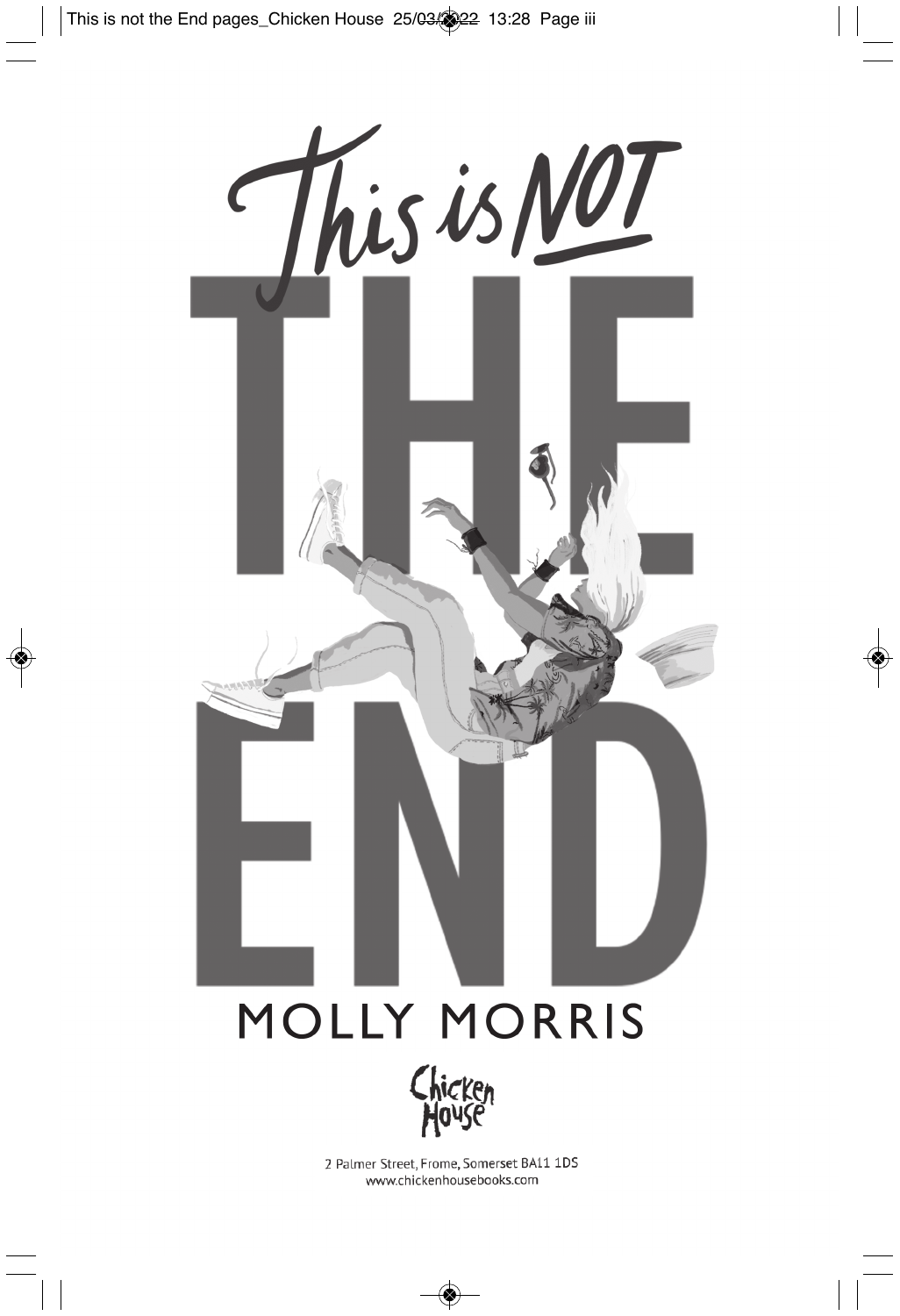# This is NOT THE END

MOLLY MORRIS

Chicken House

2 Palmer Street, Frome, Somerset BA11 1DS
www.chickenhousebooks.com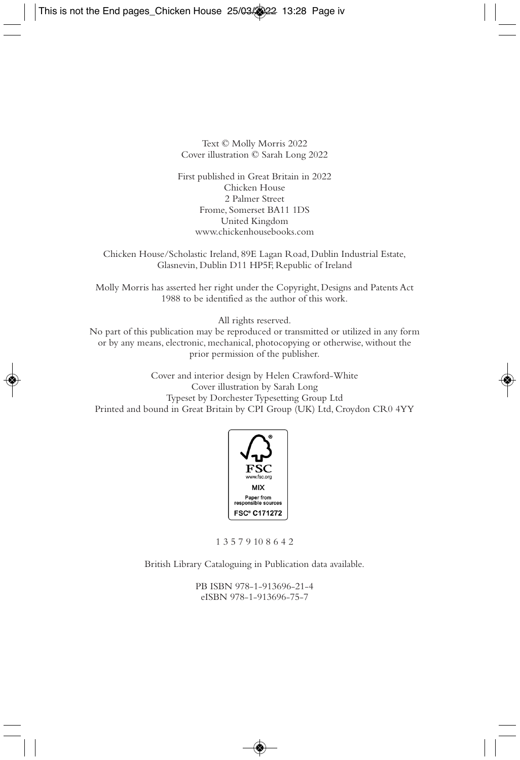Text © Molly Morris 2022
Cover illustration © Sarah Long 2022

First published in Great Britain in 2022
Chicken House
2 Palmer Street
Frome, Somerset BA11 1DS
United Kingdom
www.chickenhousebooks.com

Chicken House/Scholastic Ireland, 89E Lagan Road, Dublin Industrial Estate, Glasnevin, Dublin D11 HP5F, Republic of Ireland

Molly Morris has asserted her right under the Copyright, Designs and Patents Act 1988 to be identified as the author of this work.

All rights reserved.
No part of this publication may be reproduced or transmitted or utilized in any form or by any means, electronic, mechanical, photocopying or otherwise, without the prior permission of the publisher.

Cover and interior design by Helen Crawford-White
Cover illustration by Sarah Long
Typeset by Dorchester Typesetting Group Ltd
Printed and bound in Great Britain by CPI Group (UK) Ltd, Croydon CR0 4YY

FSC
www.fsc.org
MIX
Paper from responsible sources
FSC® C171272

1 3 5 7 9 10 8 6 4 2

British Library Cataloguing in Publication data available.

PB ISBN 978-1-913696-21-4
eISBN 978-1-913696-75-7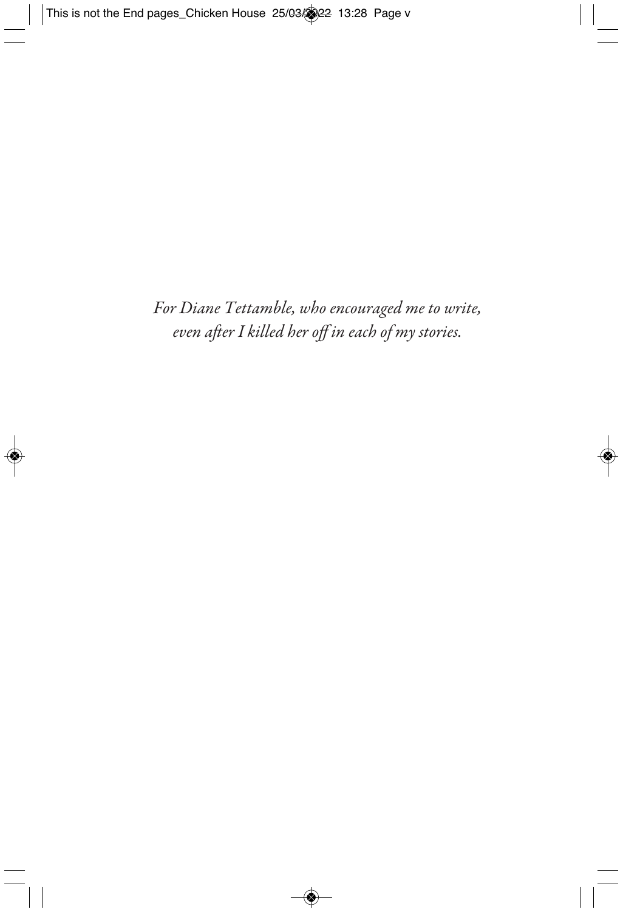*For Diane Tettamble, who encouraged me to write,*
*even after I killed her off in each of my stories.*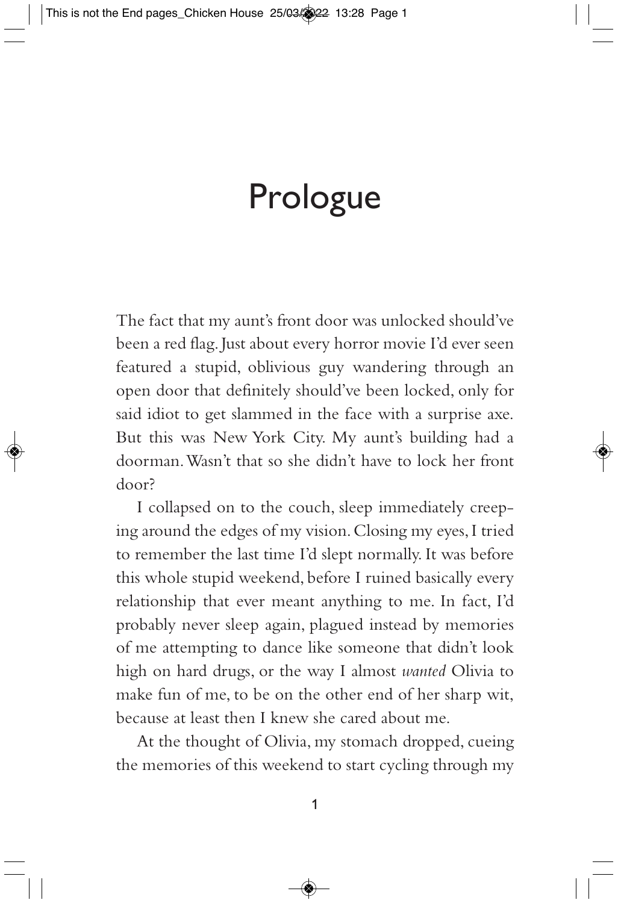# Prologue

The fact that my aunt's front door was unlocked should've been a red flag. Just about every horror movie I'd ever seen featured a stupid, oblivious guy wandering through an open door that definitely should've been locked, only for said idiot to get slammed in the face with a surprise axe. But this was New York City. My aunt's building had a doorman. Wasn't that so she didn't have to lock her front door?

I collapsed on to the couch, sleep immediately creeping around the edges of my vision. Closing my eyes, I tried to remember the last time I'd slept normally. It was before this whole stupid weekend, before I ruined basically every relationship that ever meant anything to me. In fact, I'd probably never sleep again, plagued instead by memories of me attempting to dance like someone that didn't look high on hard drugs, or the way I almost *wanted* Olivia to make fun of me, to be on the other end of her sharp wit, because at least then I knew she cared about me.

At the thought of Olivia, my stomach dropped, cueing the memories of this weekend to start cycling through my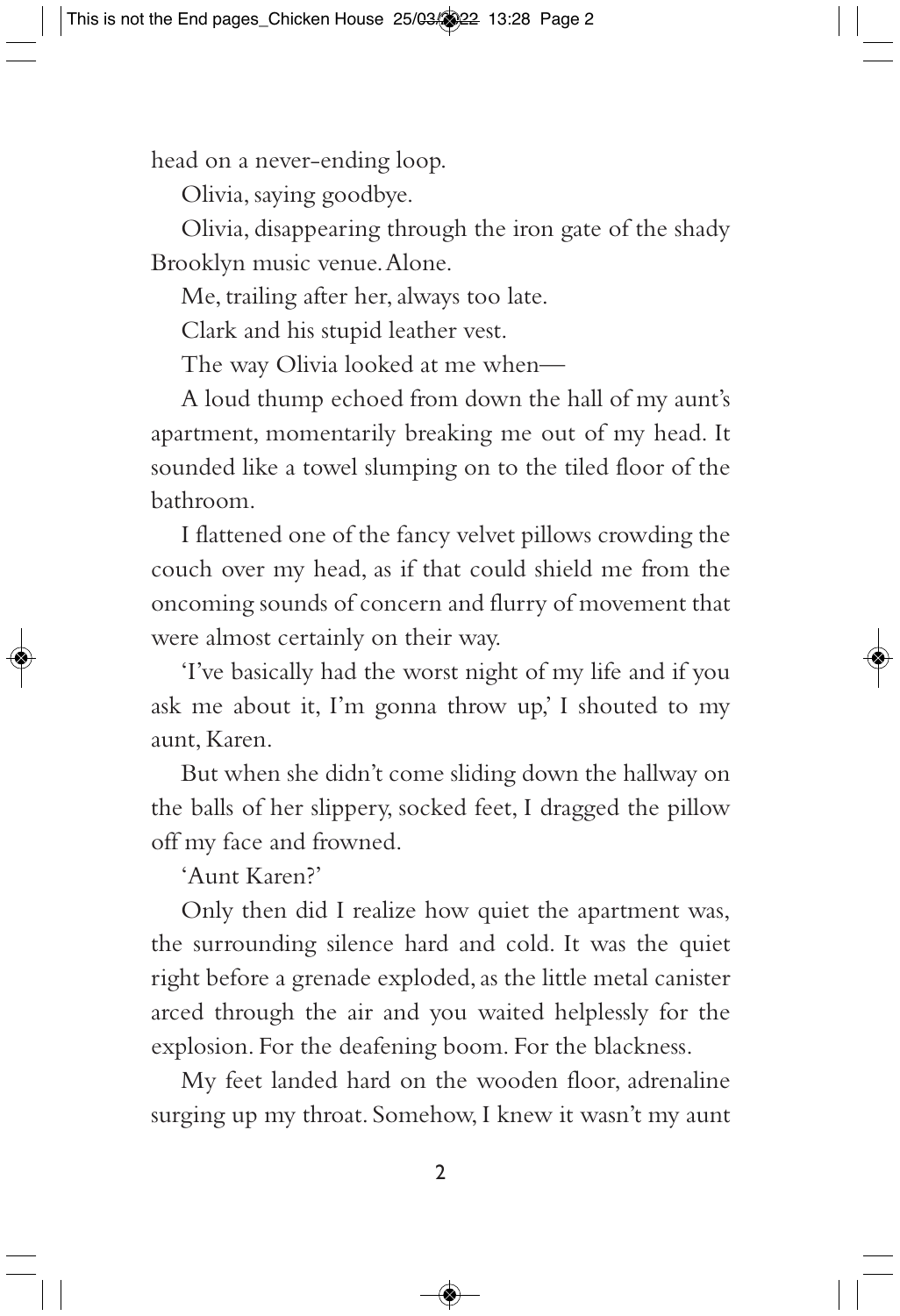head on a never-ending loop.

Olivia, saying goodbye.

Olivia, disappearing through the iron gate of the shady Brooklyn music venue. Alone.

Me, trailing after her, always too late.

Clark and his stupid leather vest.

The way Olivia looked at me when—

A loud thump echoed from down the hall of my aunt's apartment, momentarily breaking me out of my head. It sounded like a towel slumping on to the tiled floor of the bathroom.

I flattened one of the fancy velvet pillows crowding the couch over my head, as if that could shield me from the oncoming sounds of concern and flurry of movement that were almost certainly on their way.

'I've basically had the worst night of my life and if you ask me about it, I'm gonna throw up,' I shouted to my aunt, Karen.

But when she didn't come sliding down the hallway on the balls of her slippery, socked feet, I dragged the pillow off my face and frowned.

'Aunt Karen?'

Only then did I realize how quiet the apartment was, the surrounding silence hard and cold. It was the quiet right before a grenade exploded, as the little metal canister arced through the air and you waited helplessly for the explosion. For the deafening boom. For the blackness.

My feet landed hard on the wooden floor, adrenaline surging up my throat. Somehow, I knew it wasn't my aunt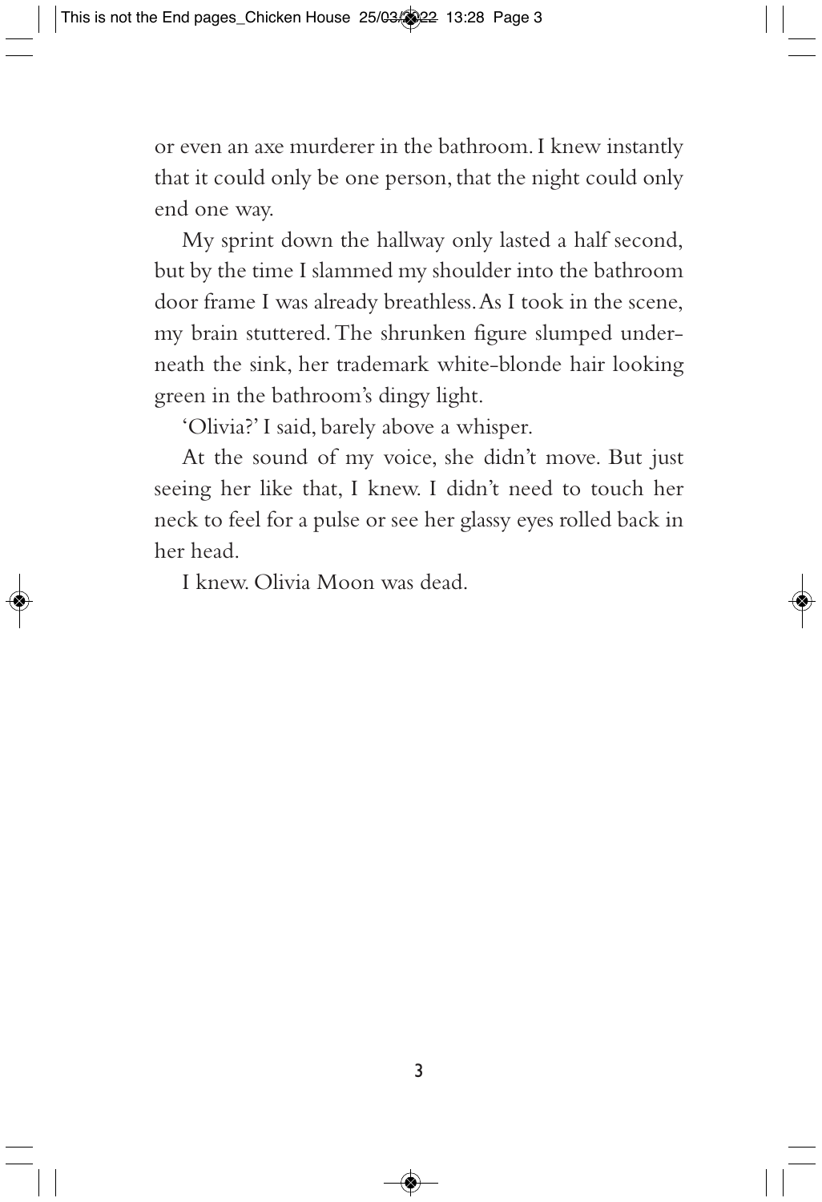or even an axe murderer in the bathroom. I knew instantly that it could only be one person, that the night could only end one way.

My sprint down the hallway only lasted a half second, but by the time I slammed my shoulder into the bathroom door frame I was already breathless. As I took in the scene, my brain stuttered. The shrunken figure slumped underneath the sink, her trademark white-blonde hair looking green in the bathroom's dingy light.

'Olivia?' I said, barely above a whisper.

At the sound of my voice, she didn't move. But just seeing her like that, I knew. I didn't need to touch her neck to feel for a pulse or see her glassy eyes rolled back in her head.

I knew. Olivia Moon was dead.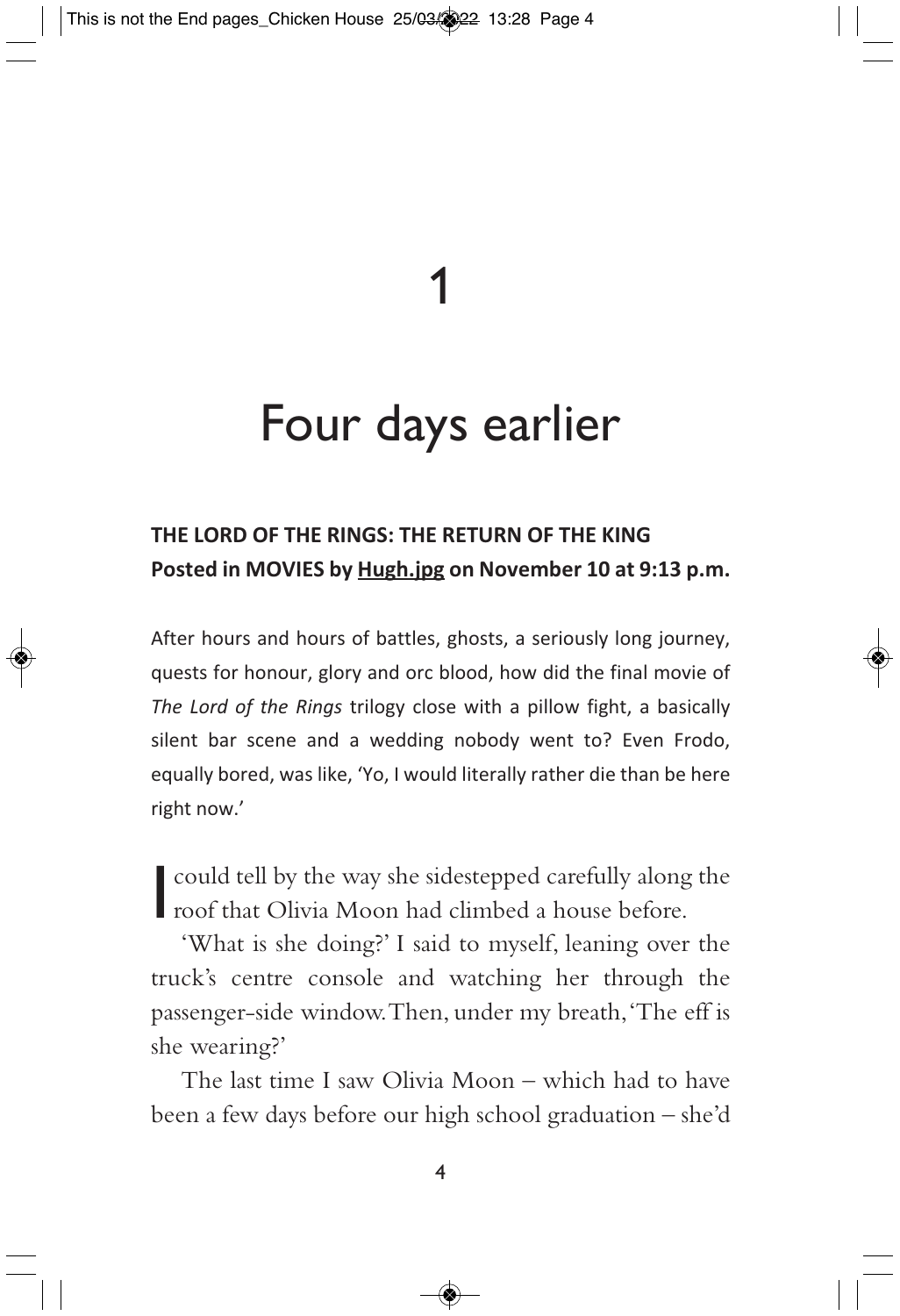# 1

# Four days earlier

**THE LORD OF THE RINGS: THE RETURN OF THE KING**
**Posted in MOVIES by Hugh.jpg on November 10 at 9:13 p.m.**

After hours and hours of battles, ghosts, a seriously long journey, quests for honour, glory and orc blood, how did the final movie of *The Lord of the Rings* trilogy close with a pillow fight, a basically silent bar scene and a wedding nobody went to? Even Frodo, equally bored, was like, 'Yo, I would literally rather die than be here right now.'

I could tell by the way she sidestepped carefully along the roof that Olivia Moon had climbed a house before.

'What is she doing?' I said to myself, leaning over the truck's centre console and watching her through the passenger-side window. Then, under my breath, 'The eff is she wearing?'

The last time I saw Olivia Moon – which had to have been a few days before our high school graduation – she'd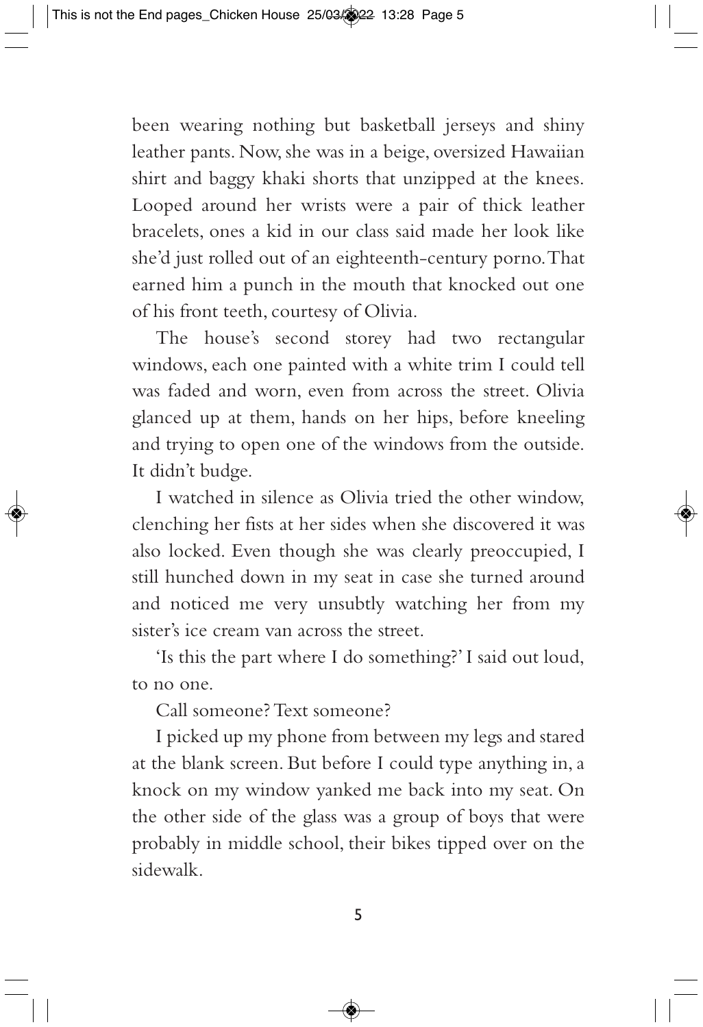been wearing nothing but basketball jerseys and shiny leather pants. Now, she was in a beige, oversized Hawaiian shirt and baggy khaki shorts that unzipped at the knees. Looped around her wrists were a pair of thick leather bracelets, ones a kid in our class said made her look like she'd just rolled out of an eighteenth-century porno. That earned him a punch in the mouth that knocked out one of his front teeth, courtesy of Olivia.

The house's second storey had two rectangular windows, each one painted with a white trim I could tell was faded and worn, even from across the street. Olivia glanced up at them, hands on her hips, before kneeling and trying to open one of the windows from the outside. It didn't budge.

I watched in silence as Olivia tried the other window, clenching her fists at her sides when she discovered it was also locked. Even though she was clearly preoccupied, I still hunched down in my seat in case she turned around and noticed me very unsubtly watching her from my sister's ice cream van across the street.

'Is this the part where I do something?' I said out loud, to no one.

Call someone? Text someone?

I picked up my phone from between my legs and stared at the blank screen. But before I could type anything in, a knock on my window yanked me back into my seat. On the other side of the glass was a group of boys that were probably in middle school, their bikes tipped over on the sidewalk.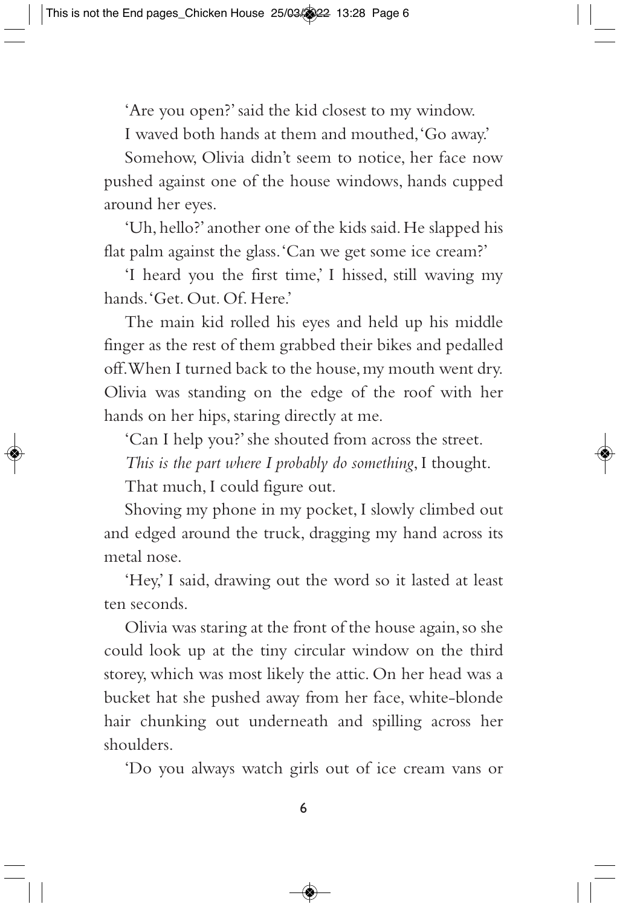'Are you open?' said the kid closest to my window.

I waved both hands at them and mouthed, 'Go away.'

Somehow, Olivia didn't seem to notice, her face now pushed against one of the house windows, hands cupped around her eyes.

'Uh, hello?' another one of the kids said. He slapped his flat palm against the glass. 'Can we get some ice cream?'

'I heard you the first time,' I hissed, still waving my hands. 'Get. Out. Of. Here.'

The main kid rolled his eyes and held up his middle finger as the rest of them grabbed their bikes and pedalled off. When I turned back to the house, my mouth went dry. Olivia was standing on the edge of the roof with her hands on her hips, staring directly at me.

'Can I help you?' she shouted from across the street.

*This is the part where I probably do something*, I thought.

That much, I could figure out.

Shoving my phone in my pocket, I slowly climbed out and edged around the truck, dragging my hand across its metal nose.

'Hey,' I said, drawing out the word so it lasted at least ten seconds.

Olivia was staring at the front of the house again, so she could look up at the tiny circular window on the third storey, which was most likely the attic. On her head was a bucket hat she pushed away from her face, white-blonde hair chunking out underneath and spilling across her shoulders.

'Do you always watch girls out of ice cream vans or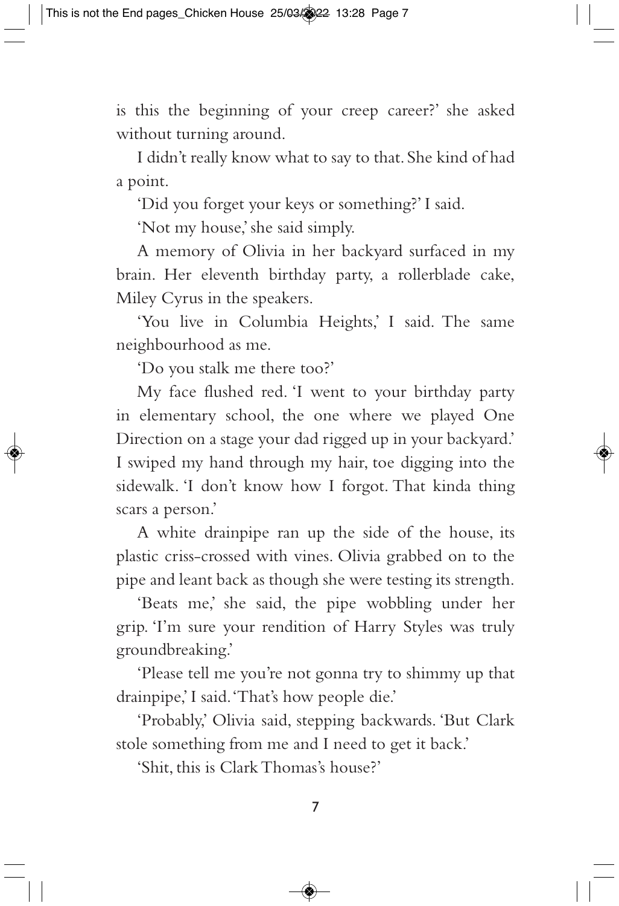is this the beginning of your creep career?' she asked without turning around.

I didn't really know what to say to that. She kind of had a point.

'Did you forget your keys or something?' I said.

'Not my house,' she said simply.

A memory of Olivia in her backyard surfaced in my brain. Her eleventh birthday party, a rollerblade cake, Miley Cyrus in the speakers.

'You live in Columbia Heights,' I said. The same neighbourhood as me.

'Do you stalk me there too?'

My face flushed red. 'I went to your birthday party in elementary school, the one where we played One Direction on a stage your dad rigged up in your backyard.' I swiped my hand through my hair, toe digging into the sidewalk. 'I don't know how I forgot. That kinda thing scars a person.'

A white drainpipe ran up the side of the house, its plastic criss-crossed with vines. Olivia grabbed on to the pipe and leant back as though she were testing its strength.

'Beats me,' she said, the pipe wobbling under her grip. 'I'm sure your rendition of Harry Styles was truly groundbreaking.'

'Please tell me you're not gonna try to shimmy up that drainpipe,' I said. 'That's how people die.'

'Probably,' Olivia said, stepping backwards. 'But Clark stole something from me and I need to get it back.'

'Shit, this is Clark Thomas's house?'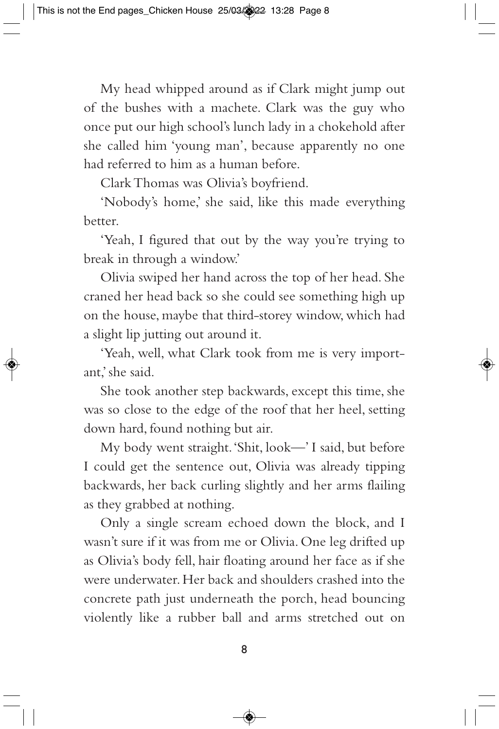My head whipped around as if Clark might jump out of the bushes with a machete. Clark was the guy who once put our high school's lunch lady in a chokehold after she called him 'young man', because apparently no one had referred to him as a human before.

Clark Thomas was Olivia's boyfriend.

'Nobody's home,' she said, like this made everything better.

'Yeah, I figured that out by the way you're trying to break in through a window.'

Olivia swiped her hand across the top of her head. She craned her head back so she could see something high up on the house, maybe that third-storey window, which had a slight lip jutting out around it.

'Yeah, well, what Clark took from me is very important,' she said.

She took another step backwards, except this time, she was so close to the edge of the roof that her heel, setting down hard, found nothing but air.

My body went straight. 'Shit, look—' I said, but before I could get the sentence out, Olivia was already tipping backwards, her back curling slightly and her arms flailing as they grabbed at nothing.

Only a single scream echoed down the block, and I wasn't sure if it was from me or Olivia. One leg drifted up as Olivia's body fell, hair floating around her face as if she were underwater. Her back and shoulders crashed into the concrete path just underneath the porch, head bouncing violently like a rubber ball and arms stretched out on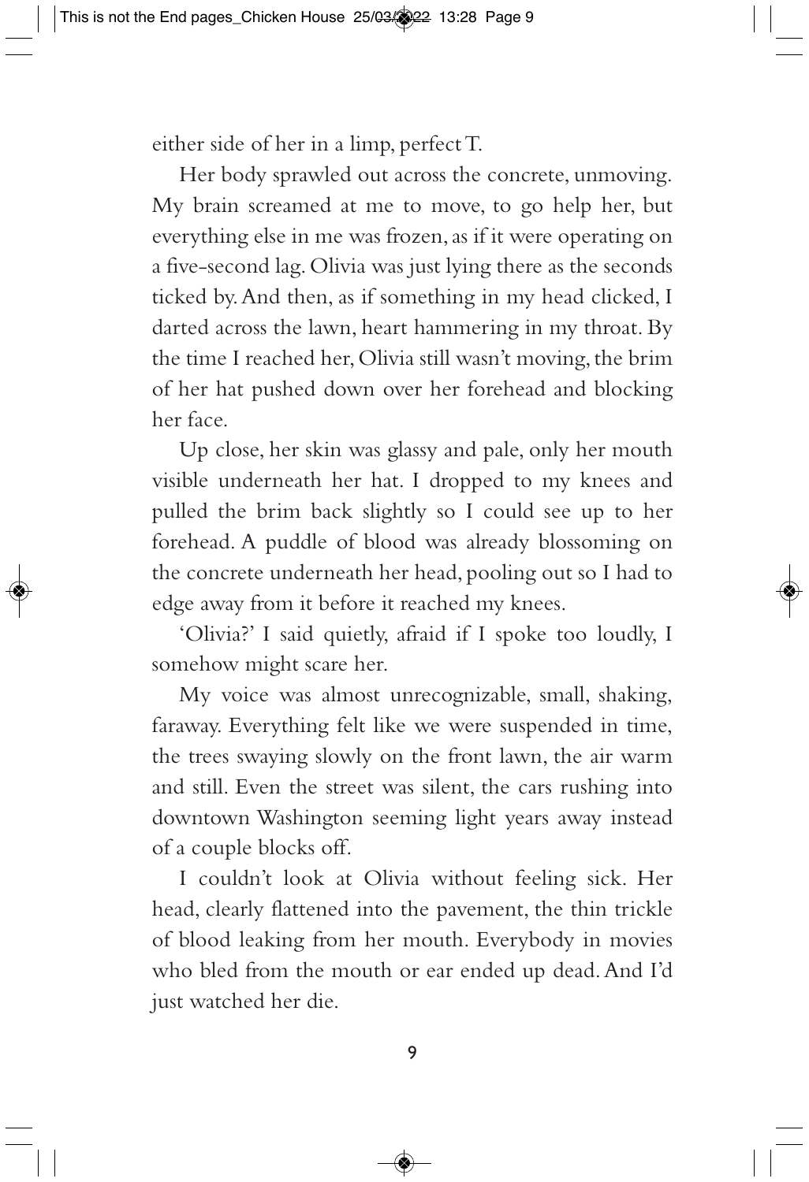either side of her in a limp, perfect T.

Her body sprawled out across the concrete, unmoving. My brain screamed at me to move, to go help her, but everything else in me was frozen, as if it were operating on a five-second lag. Olivia was just lying there as the seconds ticked by. And then, as if something in my head clicked, I darted across the lawn, heart hammering in my throat. By the time I reached her, Olivia still wasn't moving, the brim of her hat pushed down over her forehead and blocking her face.

Up close, her skin was glassy and pale, only her mouth visible underneath her hat. I dropped to my knees and pulled the brim back slightly so I could see up to her forehead. A puddle of blood was already blossoming on the concrete underneath her head, pooling out so I had to edge away from it before it reached my knees.

'Olivia?' I said quietly, afraid if I spoke too loudly, I somehow might scare her.

My voice was almost unrecognizable, small, shaking, faraway. Everything felt like we were suspended in time, the trees swaying slowly on the front lawn, the air warm and still. Even the street was silent, the cars rushing into downtown Washington seeming light years away instead of a couple blocks off.

I couldn't look at Olivia without feeling sick. Her head, clearly flattened into the pavement, the thin trickle of blood leaking from her mouth. Everybody in movies who bled from the mouth or ear ended up dead. And I'd just watched her die.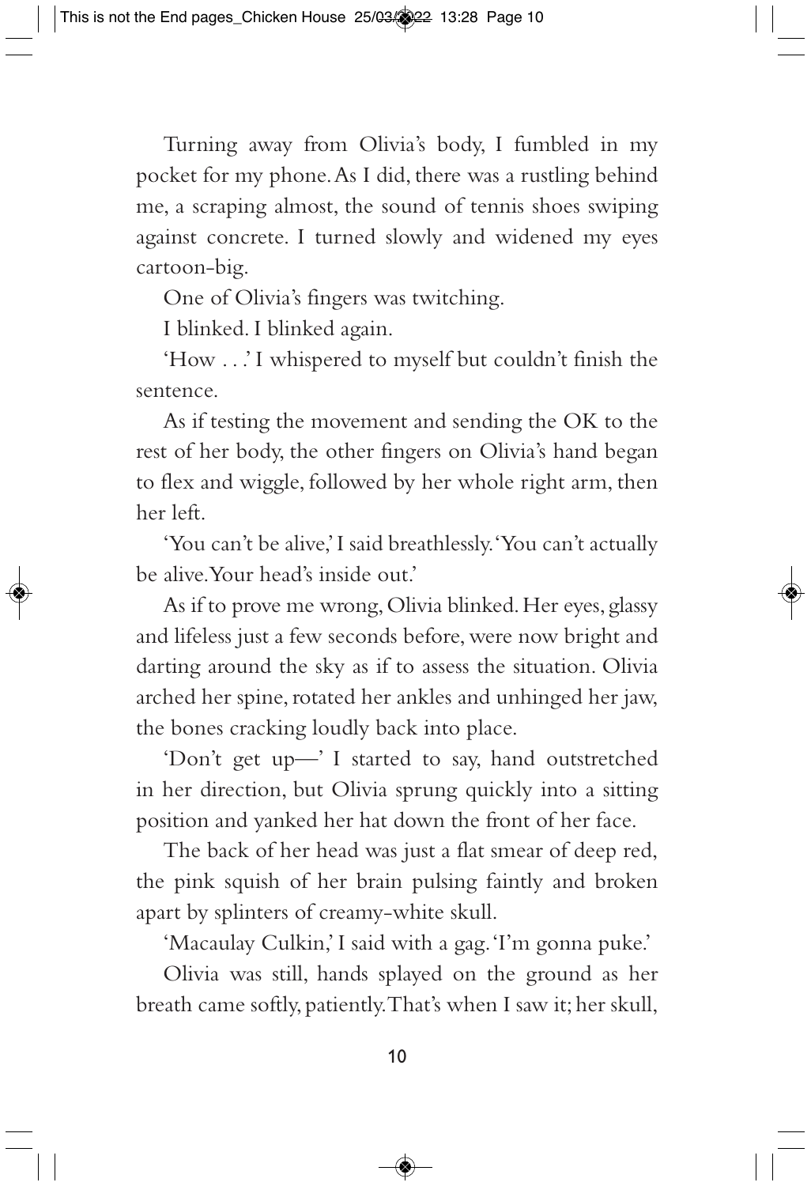Turning away from Olivia's body, I fumbled in my pocket for my phone. As I did, there was a rustling behind me, a scraping almost, the sound of tennis shoes swiping against concrete. I turned slowly and widened my eyes cartoon-big.

One of Olivia's fingers was twitching.

I blinked. I blinked again.

'How . . .' I whispered to myself but couldn't finish the sentence.

As if testing the movement and sending the OK to the rest of her body, the other fingers on Olivia's hand began to flex and wiggle, followed by her whole right arm, then her left.

'You can't be alive,' I said breathlessly. 'You can't actually be alive. Your head's inside out.'

As if to prove me wrong, Olivia blinked. Her eyes, glassy and lifeless just a few seconds before, were now bright and darting around the sky as if to assess the situation. Olivia arched her spine, rotated her ankles and unhinged her jaw, the bones cracking loudly back into place.

'Don't get up—' I started to say, hand outstretched in her direction, but Olivia sprung quickly into a sitting position and yanked her hat down the front of her face.

The back of her head was just a flat smear of deep red, the pink squish of her brain pulsing faintly and broken apart by splinters of creamy-white skull.

'Macaulay Culkin,' I said with a gag. 'I'm gonna puke.'

Olivia was still, hands splayed on the ground as her breath came softly, patiently. That's when I saw it; her skull,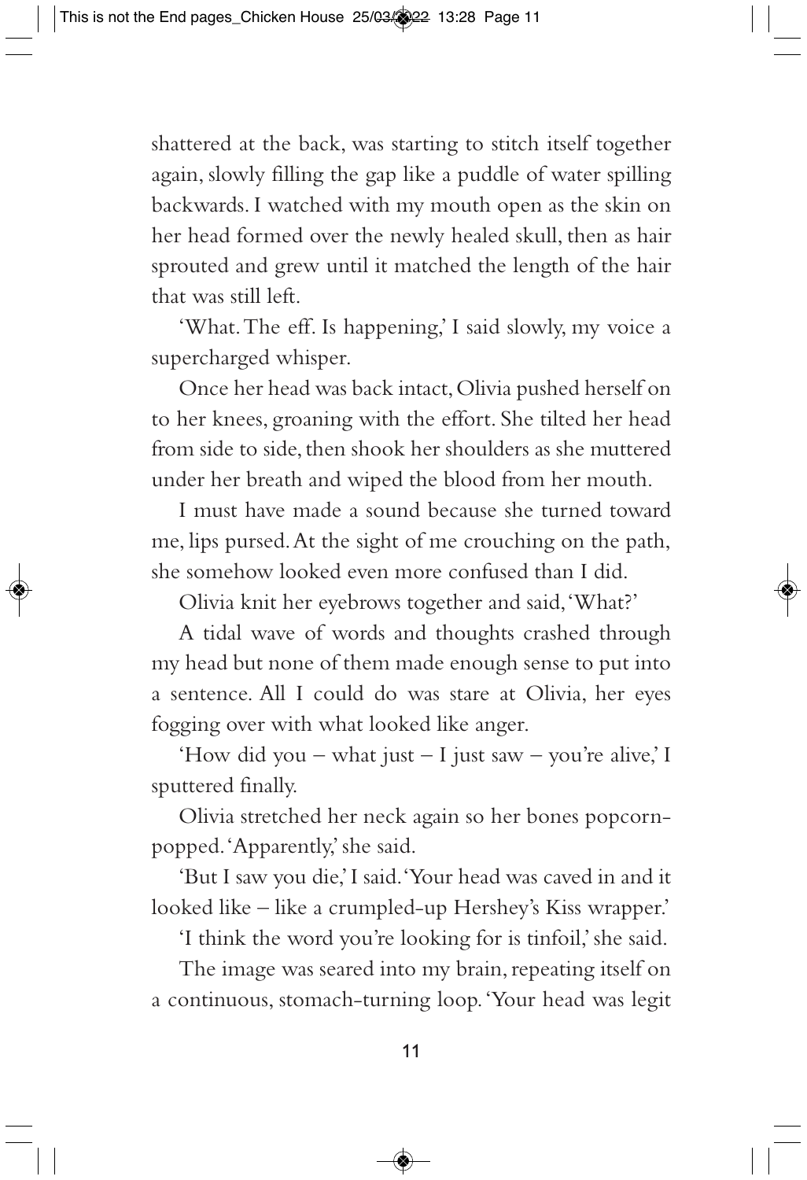shattered at the back, was starting to stitch itself together again, slowly filling the gap like a puddle of water spilling backwards. I watched with my mouth open as the skin on her head formed over the newly healed skull, then as hair sprouted and grew until it matched the length of the hair that was still left.

'What. The eff. Is happening,' I said slowly, my voice a supercharged whisper.

Once her head was back intact, Olivia pushed herself on to her knees, groaning with the effort. She tilted her head from side to side, then shook her shoulders as she muttered under her breath and wiped the blood from her mouth.

I must have made a sound because she turned toward me, lips pursed. At the sight of me crouching on the path, she somehow looked even more confused than I did.

Olivia knit her eyebrows together and said, 'What?'

A tidal wave of words and thoughts crashed through my head but none of them made enough sense to put into a sentence. All I could do was stare at Olivia, her eyes fogging over with what looked like anger.

'How did you – what just – I just saw – you're alive,' I sputtered finally.

Olivia stretched her neck again so her bones popcorn-popped. 'Apparently,' she said.

'But I saw you die,' I said. 'Your head was caved in and it looked like – like a crumpled-up Hershey's Kiss wrapper.'

'I think the word you're looking for is tinfoil,' she said.

The image was seared into my brain, repeating itself on a continuous, stomach-turning loop. 'Your head was legit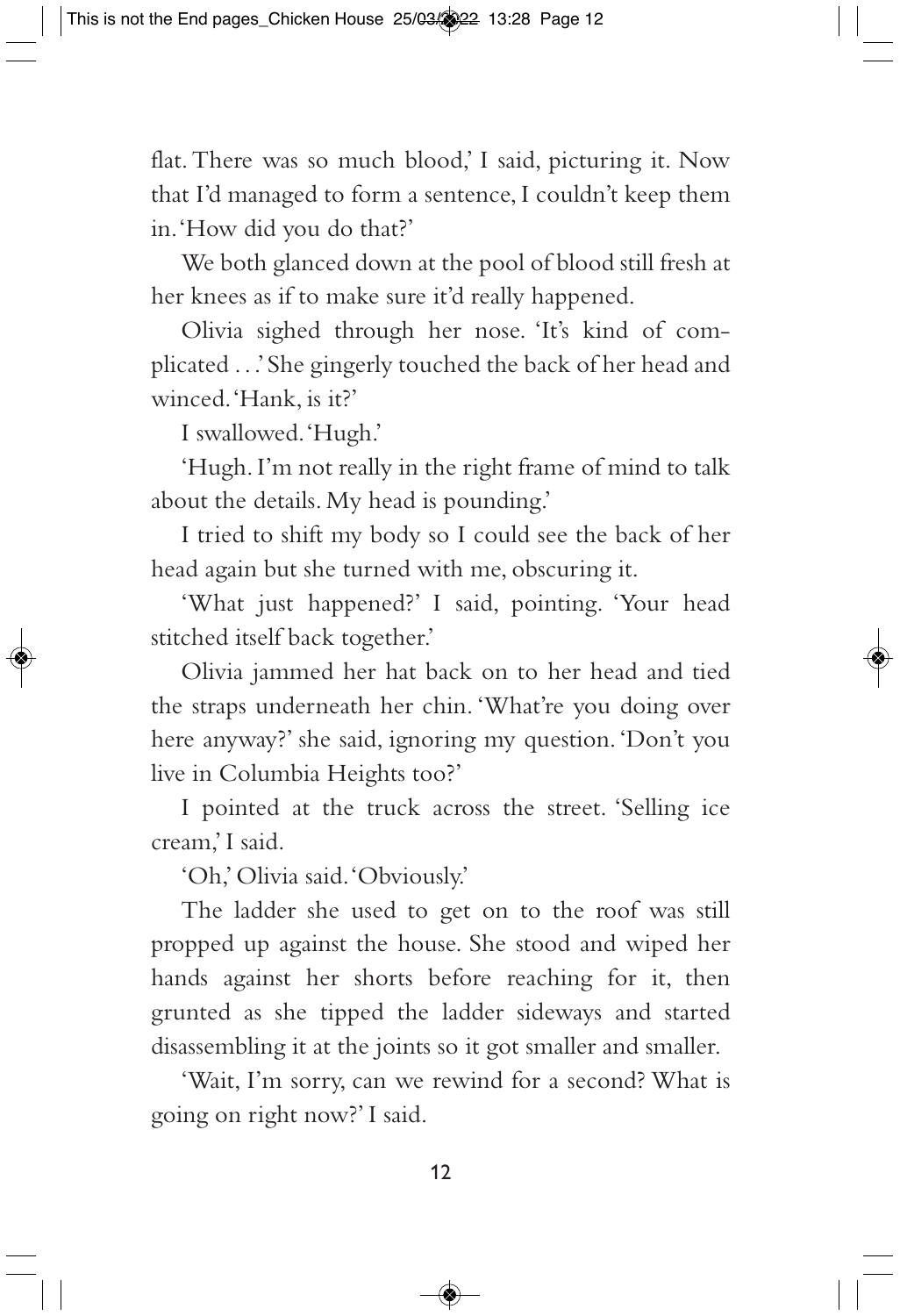flat. There was so much blood,' I said, picturing it. Now that I'd managed to form a sentence, I couldn't keep them in. 'How did you do that?'

We both glanced down at the pool of blood still fresh at her knees as if to make sure it'd really happened.

Olivia sighed through her nose. 'It's kind of complicated . . .' She gingerly touched the back of her head and winced. 'Hank, is it?'

I swallowed. 'Hugh.'

'Hugh. I'm not really in the right frame of mind to talk about the details. My head is pounding.'

I tried to shift my body so I could see the back of her head again but she turned with me, obscuring it.

'What just happened?' I said, pointing. 'Your head stitched itself back together.'

Olivia jammed her hat back on to her head and tied the straps underneath her chin. 'What're you doing over here anyway?' she said, ignoring my question. 'Don't you live in Columbia Heights too?'

I pointed at the truck across the street. 'Selling ice cream,' I said.

'Oh,' Olivia said. 'Obviously.'

The ladder she used to get on to the roof was still propped up against the house. She stood and wiped her hands against her shorts before reaching for it, then grunted as she tipped the ladder sideways and started disassembling it at the joints so it got smaller and smaller.

'Wait, I'm sorry, can we rewind for a second? What is going on right now?' I said.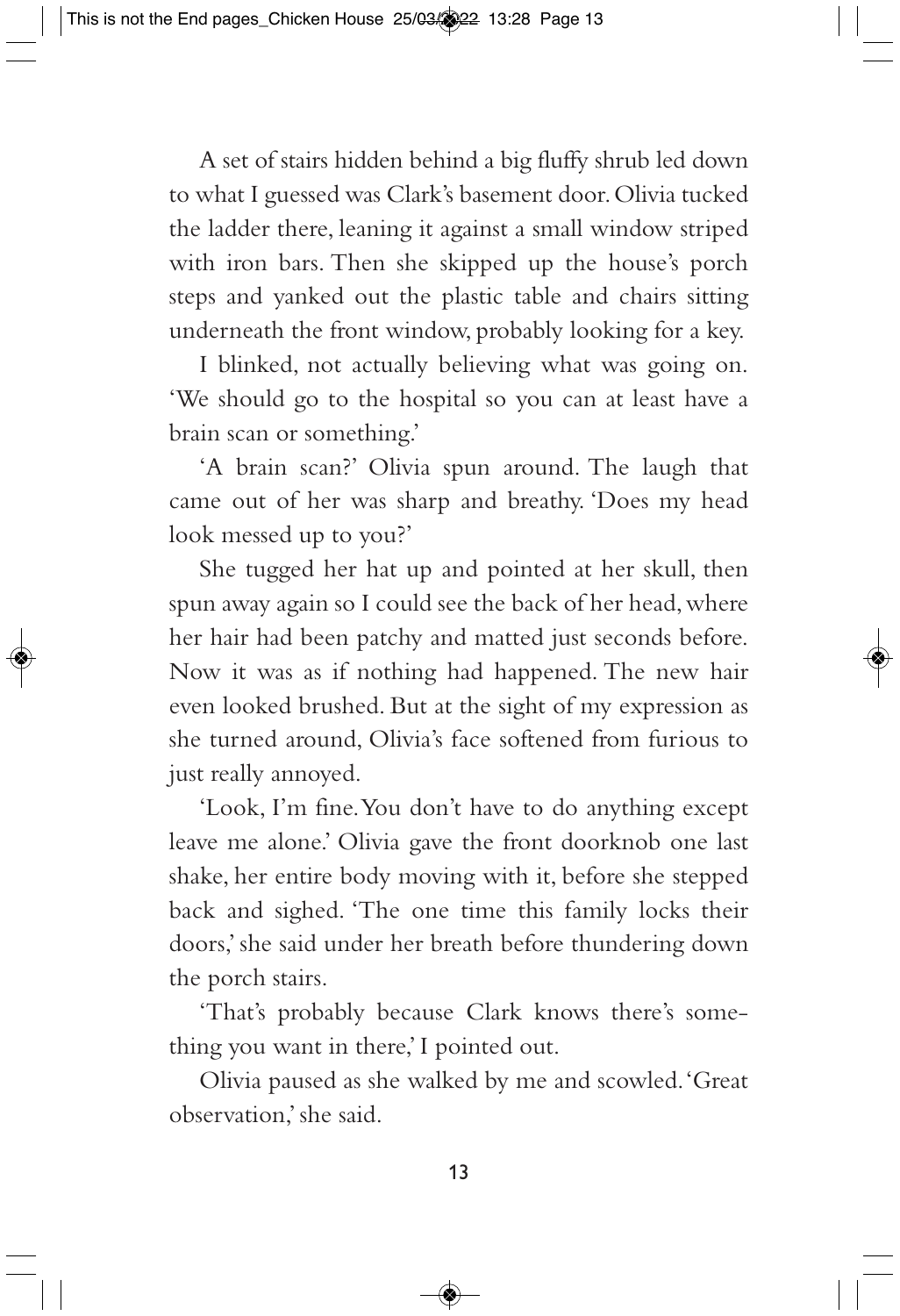A set of stairs hidden behind a big fluffy shrub led down to what I guessed was Clark's basement door. Olivia tucked the ladder there, leaning it against a small window striped with iron bars. Then she skipped up the house's porch steps and yanked out the plastic table and chairs sitting underneath the front window, probably looking for a key.

I blinked, not actually believing what was going on. 'We should go to the hospital so you can at least have a brain scan or something.'

'A brain scan?' Olivia spun around. The laugh that came out of her was sharp and breathy. 'Does my head look messed up to you?'

She tugged her hat up and pointed at her skull, then spun away again so I could see the back of her head, where her hair had been patchy and matted just seconds before. Now it was as if nothing had happened. The new hair even looked brushed. But at the sight of my expression as she turned around, Olivia's face softened from furious to just really annoyed.

'Look, I'm fine. You don't have to do anything except leave me alone.' Olivia gave the front doorknob one last shake, her entire body moving with it, before she stepped back and sighed. 'The one time this family locks their doors,' she said under her breath before thundering down the porch stairs.

'That's probably because Clark knows there's something you want in there,' I pointed out.

Olivia paused as she walked by me and scowled. 'Great observation,' she said.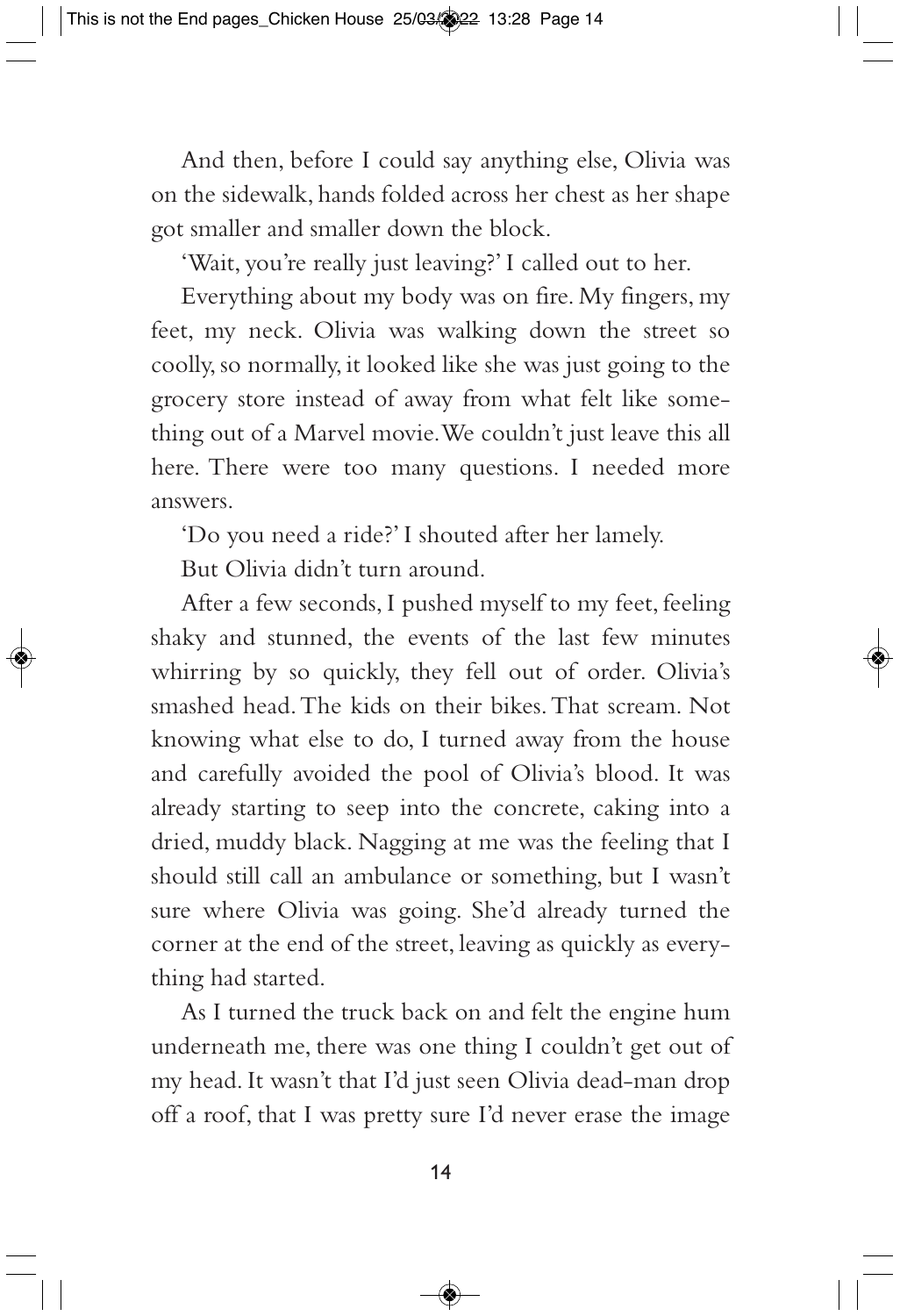And then, before I could say anything else, Olivia was on the sidewalk, hands folded across her chest as her shape got smaller and smaller down the block.

'Wait, you're really just leaving?' I called out to her.

Everything about my body was on fire. My fingers, my feet, my neck. Olivia was walking down the street so coolly, so normally, it looked like she was just going to the grocery store instead of away from what felt like something out of a Marvel movie. We couldn't just leave this all here. There were too many questions. I needed more answers.

'Do you need a ride?' I shouted after her lamely.

But Olivia didn't turn around.

After a few seconds, I pushed myself to my feet, feeling shaky and stunned, the events of the last few minutes whirring by so quickly, they fell out of order. Olivia's smashed head. The kids on their bikes. That scream. Not knowing what else to do, I turned away from the house and carefully avoided the pool of Olivia's blood. It was already starting to seep into the concrete, caking into a dried, muddy black. Nagging at me was the feeling that I should still call an ambulance or something, but I wasn't sure where Olivia was going. She'd already turned the corner at the end of the street, leaving as quickly as everything had started.

As I turned the truck back on and felt the engine hum underneath me, there was one thing I couldn't get out of my head. It wasn't that I'd just seen Olivia dead-man drop off a roof, that I was pretty sure I'd never erase the image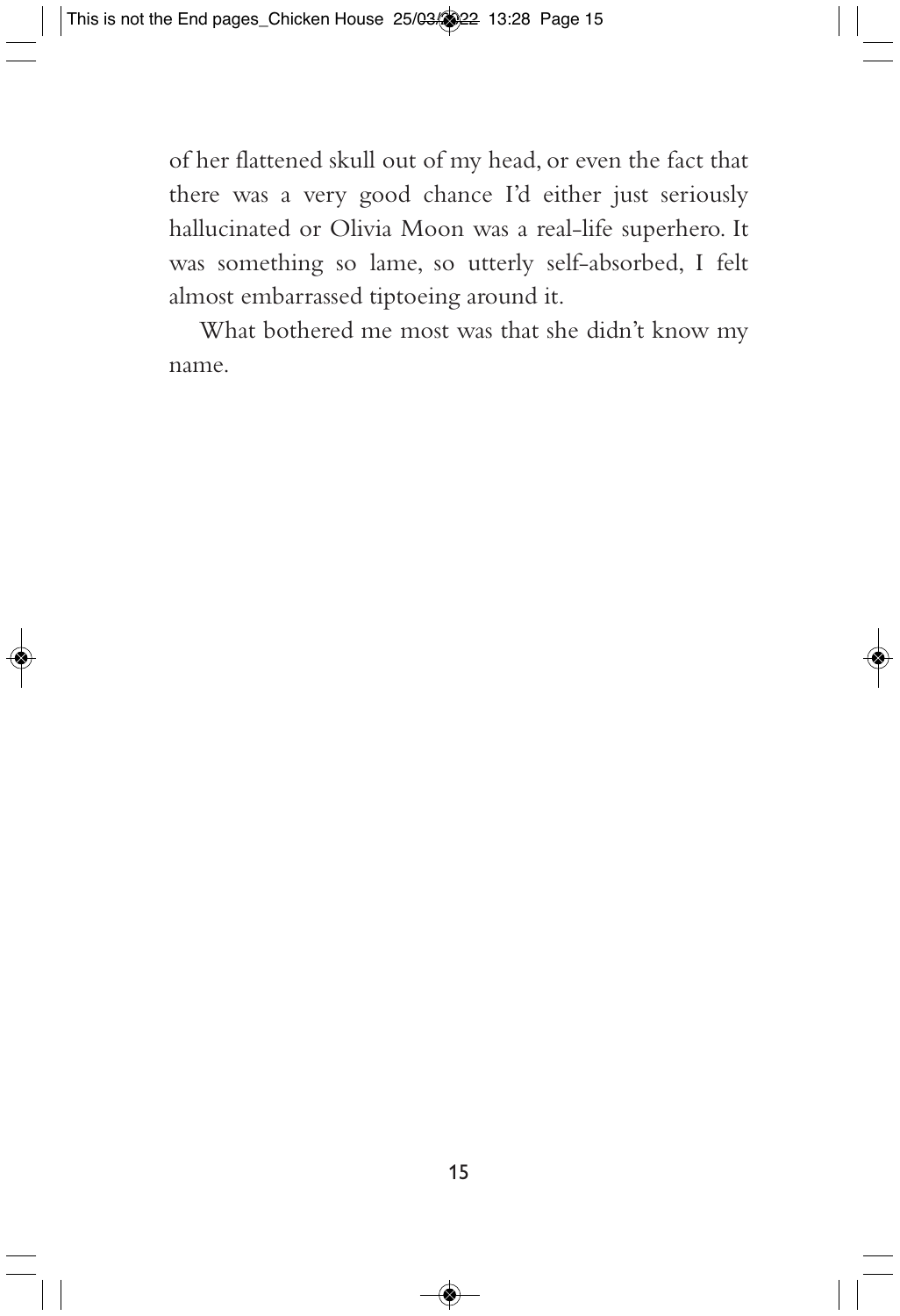of her flattened skull out of my head, or even the fact that there was a very good chance I'd either just seriously hallucinated or Olivia Moon was a real-life superhero. It was something so lame, so utterly self-absorbed, I felt almost embarrassed tiptoeing around it.

What bothered me most was that she didn't know my name.